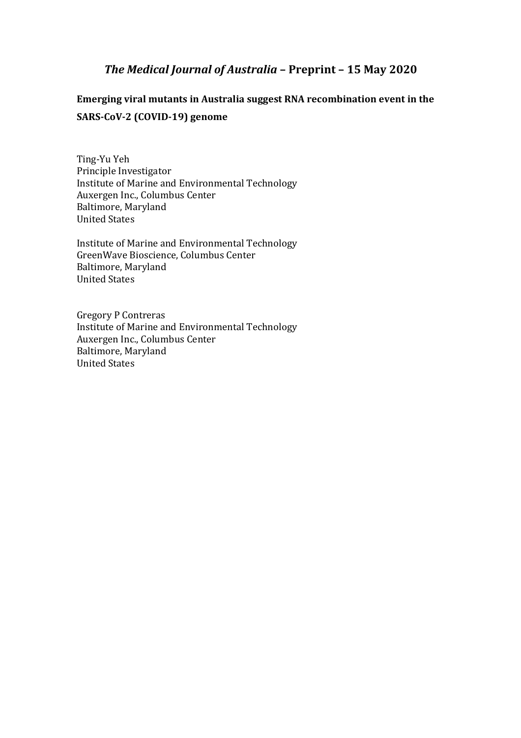# *The Medical Journal of Australia* – Preprint – 15 May 2020

**Emerging viral mutants in Australia suggest RNA recombination event in the SARS-CoV-2 (COVID-19) genome**

Ting-Yu Yeh
Principle Investigator
Institute of Marine and Environmental Technology
Auxergen Inc., Columbus Center
Baltimore, Maryland
United States

Institute of Marine and Environmental Technology
GreenWave Bioscience, Columbus Center
Baltimore, Maryland
United States

Gregory P Contreras
Institute of Marine and Environmental Technology
Auxergen Inc., Columbus Center
Baltimore, Maryland
United States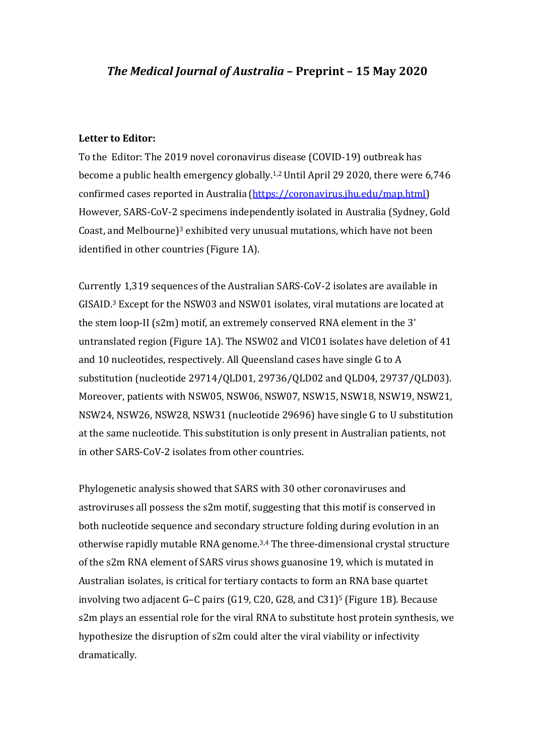## *The Medical Journal of Australia* – Preprint – 15 May 2020

**Letter to Editor:**

To the Editor: The 2019 novel coronavirus disease (COVID-19) outbreak has become a public health emergency globally.[1,2] Until April 29 2020, there were 6,746 confirmed cases reported in Australia (https://coronavirus.jhu.edu/map.html) However, SARS-CoV-2 specimens independently isolated in Australia (Sydney, Gold Coast, and Melbourne)[3] exhibited very unusual mutations, which have not been identified in other countries (Figure 1A).

Currently 1,319 sequences of the Australian SARS-CoV-2 isolates are available in GISAID.[3] Except for the NSW03 and NSW01 isolates, viral mutations are located at the stem loop-II (s2m) motif, an extremely conserved RNA element in the 3' untranslated region (Figure 1A). The NSW02 and VIC01 isolates have deletion of 41 and 10 nucleotides, respectively. All Queensland cases have single G to A substitution (nucleotide 29714/QLD01, 29736/QLD02 and QLD04, 29737/QLD03). Moreover, patients with NSW05, NSW06, NSW07, NSW15, NSW18, NSW19, NSW21, NSW24, NSW26, NSW28, NSW31 (nucleotide 29696) have single G to U substitution at the same nucleotide. This substitution is only present in Australian patients, not in other SARS-CoV-2 isolates from other countries.

Phylogenetic analysis showed that SARS with 30 other coronaviruses and astroviruses all possess the s2m motif, suggesting that this motif is conserved in both nucleotide sequence and secondary structure folding during evolution in an otherwise rapidly mutable RNA genome.[3,4] The three-dimensional crystal structure of the s2m RNA element of SARS virus shows guanosine 19, which is mutated in Australian isolates, is critical for tertiary contacts to form an RNA base quartet involving two adjacent G–C pairs (G19, C20, G28, and C31)[5] (Figure 1B). Because s2m plays an essential role for the viral RNA to substitute host protein synthesis, we hypothesize the disruption of s2m could alter the viral viability or infectivity dramatically.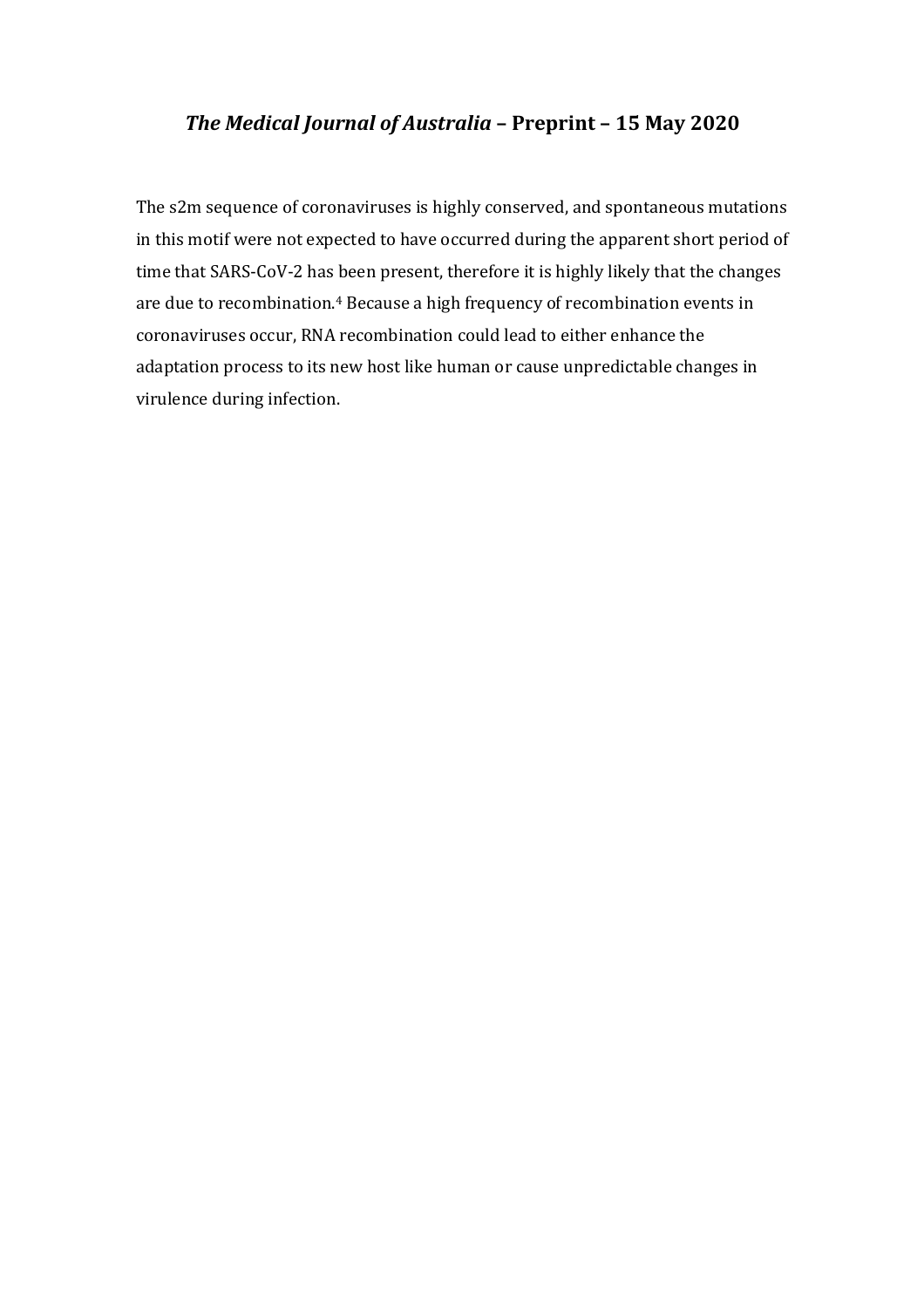The s2m sequence of coronaviruses is highly conserved, and spontaneous mutations in this motif were not expected to have occurred during the apparent short period of time that SARS-CoV-2 has been present, therefore it is highly likely that the changes are due to recombination.[4] Because a high frequency of recombination events in coronaviruses occur, RNA recombination could lead to either enhance the adaptation process to its new host like human or cause unpredictable changes in virulence during infection.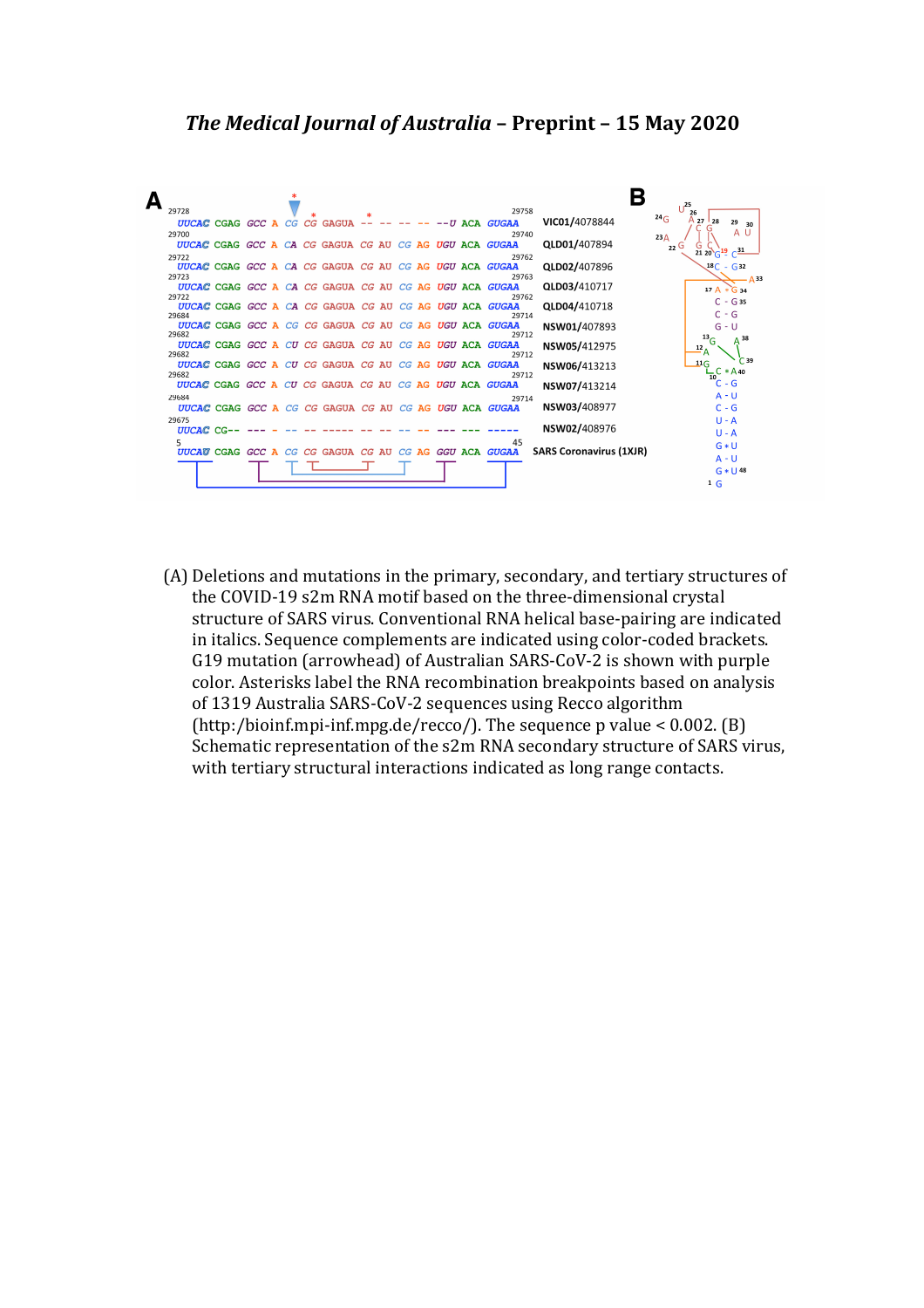A

29728 UUCAC CGAG GCC A CG CG GAGUA -- -- -- -- --U ACA GUGAA 29758 VIC01/4078844

29700 UUCAC CGAG GCC A CA CG GAGUA CG AU CG AG UGU ACA GUGAA 29740 QLD01/407894

29722 UUCAC CGAG GCC A CA CG GAGUA CG AU CG AG UGU ACA GUGAA 29762 QLD02/407896

29723 UUCAC CGAG GCC A CA CG GAGUA CG AU CG AG UGU ACA GUGAA 29763 QLD03/410717

29722 UUCAC CGAG GCC A CA CG GAGUA CG AU CG AG UGU ACA GUGAA 29762 QLD04/410718

29684 UUCAC CGAG GCC A CG CG GAGUA CG AU CG AG UGU ACA GUGAA 29714 NSW01/407893

29682 UUCAC CGAG GCC A CU CG GAGUA CG AU CG AG UGU ACA GUGAA 29712 NSW05/412975

29682 UUCAC CGAG GCC A CU CG GAGUA CG AU CG AG UGU ACA GUGAA 29712 NSW06/413213

29682 UUCAC CGAG GCC A CU CG GAGUA CG AU CG AG UGU ACA GUGAA 29712 NSW07/413214

29684 UUCAC CGAG GCC A CG CG GAGUA CG AU CG AG UGU ACA GUGAA 29714 NSW03/408977

29675 UUCAC CG-- --- - -- -- ----- -- -- -- -- --- --- ----- NSW02/408976

5 UUCAU CGAG GCC A CG CG GAGUA CG AU CG AG GGU ACA GUGAA 45 SARS Coronavirus (1XJR)

B

(A) Deletions and mutations in the primary, secondary, and tertiary structures of the COVID-19 s2m RNA motif based on the three-dimensional crystal structure of SARS virus. Conventional RNA helical base-pairing are indicated in italics. Sequence complements are indicated using color-coded brackets. G19 mutation (arrowhead) of Australian SARS-CoV-2 is shown with purple color. Asterisks label the RNA recombination breakpoints based on analysis of 1319 Australia SARS-CoV-2 sequences using Recco algorithm (http:/bioinf.mpi-inf.mpg.de/recco/). The sequence p value < 0.002. (B) Schematic representation of the s2m RNA secondary structure of SARS virus, with tertiary structural interactions indicated as long range contacts.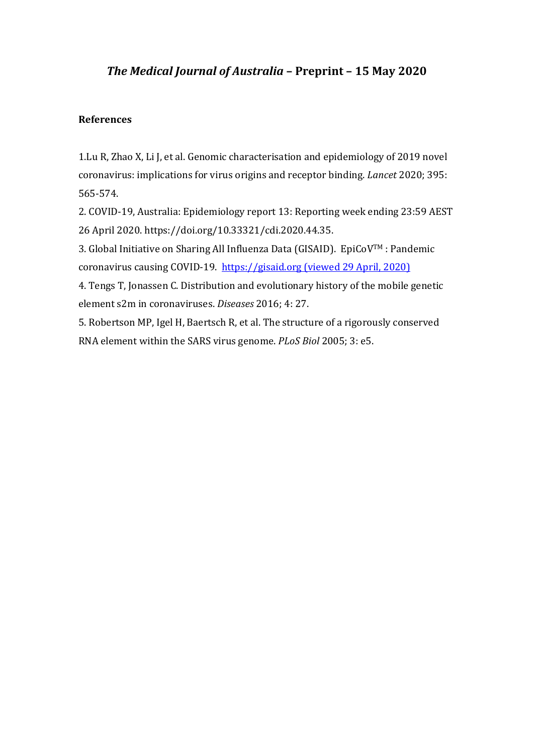**References**

1.Lu R, Zhao X, Li J, et al. Genomic characterisation and epidemiology of 2019 novel coronavirus: implications for virus origins and receptor binding. *Lancet* 2020; 395: 565-574.

2. COVID-19, Australia: Epidemiology report 13: Reporting week ending 23:59 AEST 26 April 2020. https://doi.org/10.33321/cdi.2020.44.35.

3. Global Initiative on Sharing All Influenza Data (GISAID). EpiCoV™ : Pandemic coronavirus causing COVID-19. https://gisaid.org (viewed 29 April, 2020)

4. Tengs T, Jonassen C. Distribution and evolutionary history of the mobile genetic element s2m in coronaviruses. *Diseases* 2016; 4: 27.

5. Robertson MP, Igel H, Baertsch R, et al. The structure of a rigorously conserved RNA element within the SARS virus genome. *PLoS Biol* 2005; 3: e5.